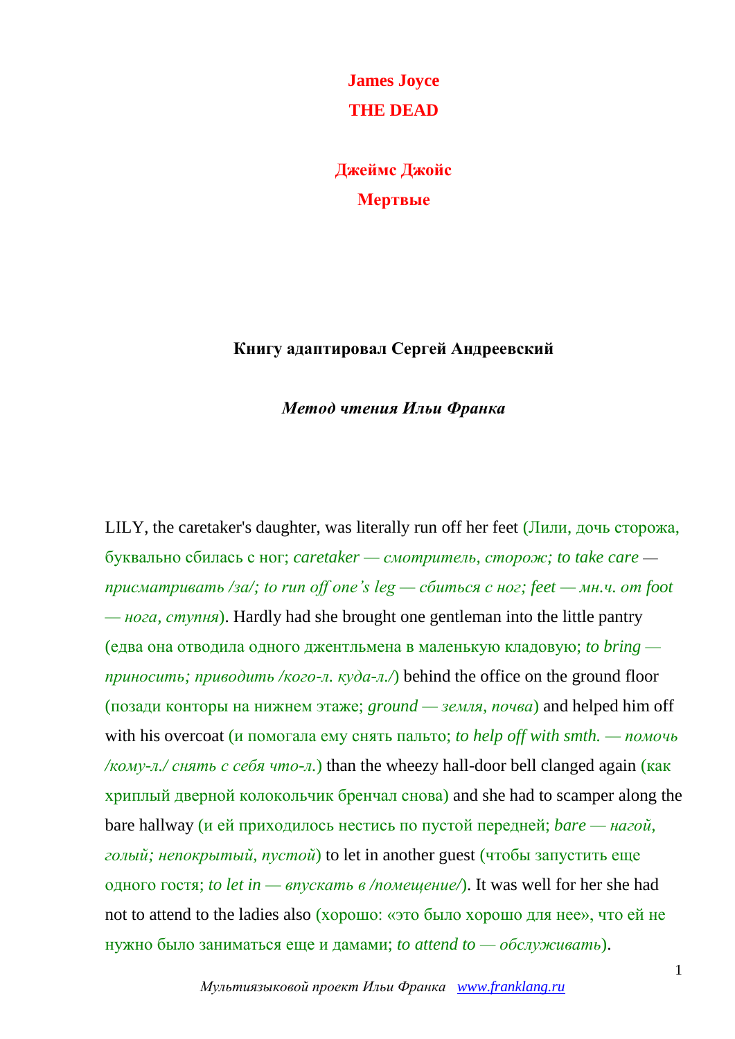**James Joyce**

**THE DEAD**

**Джеймс Джойс**

**Мертвые**

**Книгу адаптировал Сергей Андреевский**

***Метод чтения Ильи Франка***

LILY, the caretaker's daughter, was literally run off her feet (Лили, дочь сторожа, буквально сбилась с ног; *caretaker — смотритель, сторож; to take care — присматривать /за/; to run off one's leg — сбиться с ног; feet — мн.ч. от foot — нога, ступня*). Hardly had she brought one gentleman into the little pantry (едва она отводила одного джентльмена в маленькую кладовую; *to bring — приносить; приводить /кого-л. куда-л./*) behind the office on the ground floor (позади конторы на нижнем этаже; *ground — земля, почва*) and helped him off with his overcoat (и помогала ему снять пальто; *to help off with smth. — помочь /кому-л./ снять с себя что-л.*) than the wheezy hall-door bell clanged again (как хриплый дверной колокольчик бренчал снова) and she had to scamper along the bare hallway (и ей приходилось нестись по пустой передней; *bare — нагой, голый; непокрытый, пустой*) to let in another guest (чтобы запустить еще одного гостя; *to let in — впускать в /помещение/*). It was well for her she had not to attend to the ladies also (хорошо: «это было хорошо для нее», что ей не нужно было заниматься еще и дамами; *to attend to — обслуживать*).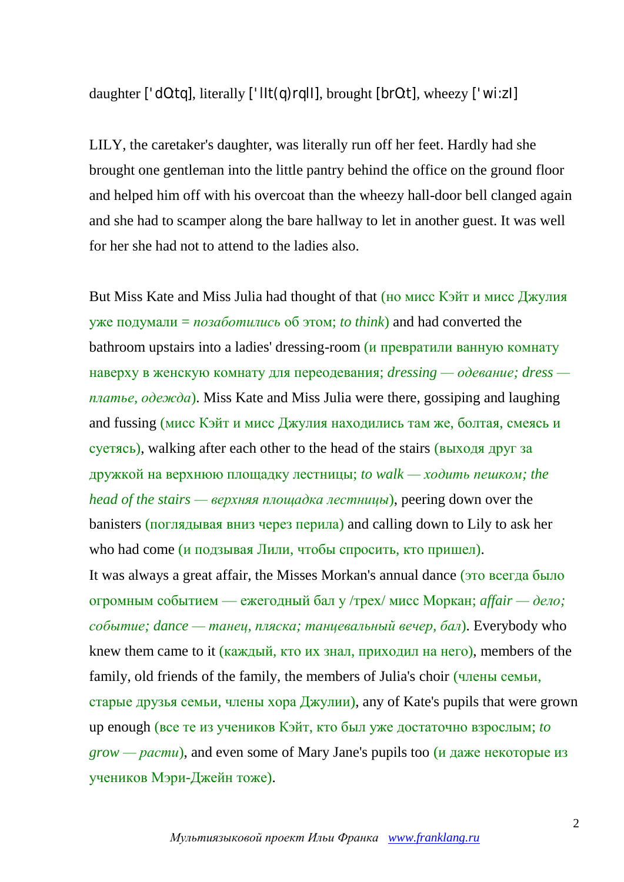daughter ['dɔ:tə], literally ['lɪt(ə)rəlɪ], brought [brɔ:t], wheezy ['wi:zɪ]

LILY, the caretaker's daughter, was literally run off her feet. Hardly had she brought one gentleman into the little pantry behind the office on the ground floor and helped him off with his overcoat than the wheezy hall-door bell clanged again and she had to scamper along the bare hallway to let in another guest. It was well for her she had not to attend to the ladies also.

But Miss Kate and Miss Julia had thought of that (но мисс Кэйт и мисс Джулия уже подумали = *позаботились* об этом; *to think*) and had converted the bathroom upstairs into a ladies' dressing-room (и превратили ванную комнату наверху в женскую комнату для переодевания; *dressing — одевание; dress — платье, одежда*). Miss Kate and Miss Julia were there, gossiping and laughing and fussing (мисс Кэйт и мисс Джулия находились там же, болтая, смеясь и суетясь), walking after each other to the head of the stairs (выходя друг за дружкой на верхнюю площадку лестницы; *to walk — ходить пешком; the head of the stairs — верхняя площадка лестницы*), peering down over the banisters (поглядывая вниз через перила) and calling down to Lily to ask her who had come (и подзывая Лили, чтобы спросить, кто пришел).

It was always a great affair, the Misses Morkan's annual dance (это всегда было огромным событием — ежегодный бал у /трех/ мисс Моркан; *affair — дело; событие; dance — танец, пляска; танцевальный вечер, бал*). Everybody who knew them came to it (каждый, кто их знал, приходил на него), members of the family, old friends of the family, the members of Julia's choir (члены семьи, старые друзья семьи, члены хора Джулии), any of Kate's pupils that were grown up enough (все те из учеников Кэйт, кто был уже достаточно взрослым; *to grow — расти*), and even some of Mary Jane's pupils too (и даже некоторые из учеников Мэри-Джейн тоже).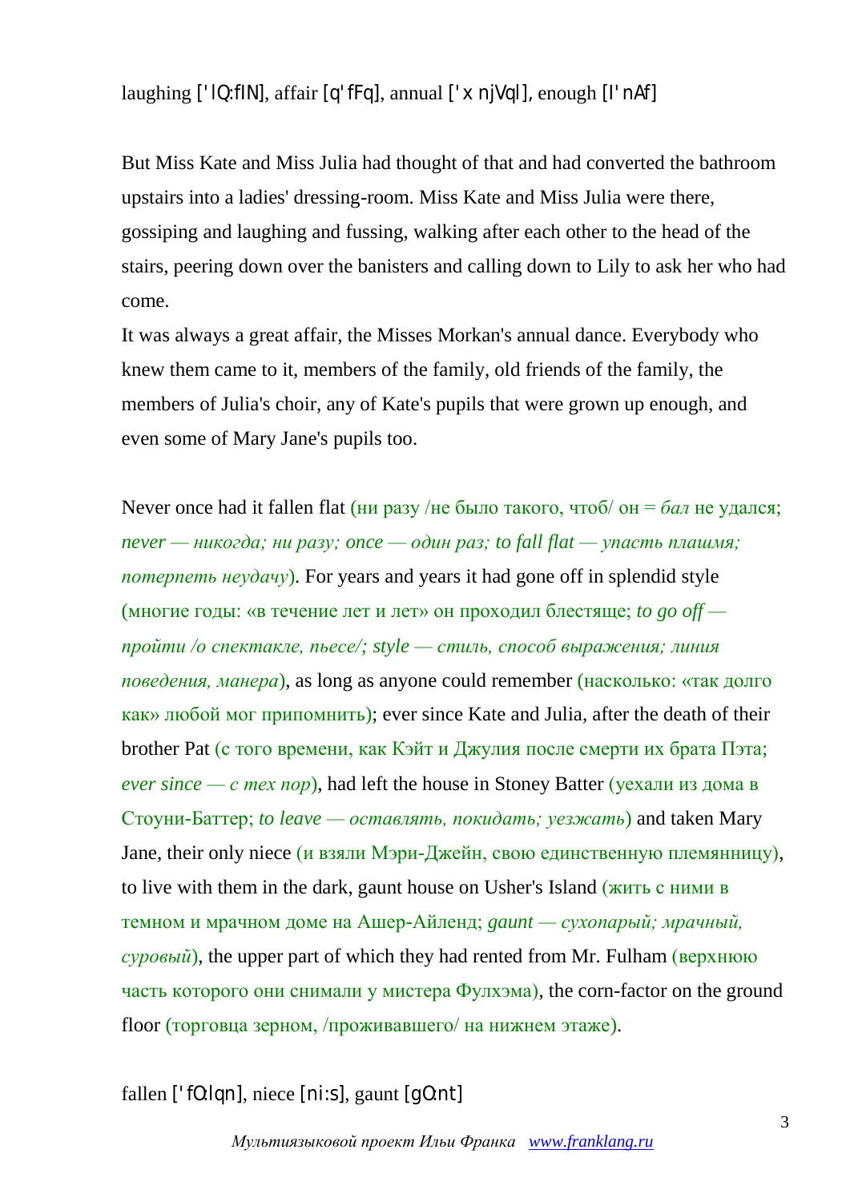laughing ['lQ:fIN], affair [q'fFq], annual ['xnjVql], enough [I'nAf]

But Miss Kate and Miss Julia had thought of that and had converted the bathroom upstairs into a ladies' dressing-room. Miss Kate and Miss Julia were there, gossiping and laughing and fussing, walking after each other to the head of the stairs, peering down over the banisters and calling down to Lily to ask her who had come.

It was always a great affair, the Misses Morkan's annual dance. Everybody who knew them came to it, members of the family, old friends of the family, the members of Julia's choir, any of Kate's pupils that were grown up enough, and even some of Mary Jane's pupils too.

Never once had it fallen flat (ни разу /не было такого, чтоб/ он = *бал* не удался; *never — никогда; ни разу; once — один раз; to fall flat — упасть плашмя; потерпеть неудачу*). For years and years it had gone off in splendid style (многие годы: «в течение лет и лет» он проходил блестяще; *to go off — пройти /о спектакле, пьесе/; style — стиль, способ выражения; линия поведения, манера*), as long as anyone could remember (насколько: «так долго как» любой мог припомнить); ever since Kate and Julia, after the death of their brother Pat (с того времени, как Кэйт и Джулия после смерти их брата Пэта; *ever since — с тех пор*), had left the house in Stoney Batter (уехали из дома в Стоуни-Баттер; *to leave — оставлять, покидать; уезжать*) and taken Mary Jane, their only niece (и взяли Мэри-Джейн, свою единственную племянницу), to live with them in the dark, gaunt house on Usher's Island (жить с ними в темном и мрачном доме на Ашер-Айленд; *gaunt — сухопарый; мрачный, суровый*), the upper part of which they had rented from Mr. Fulham (верхнюю часть которого они снимали у мистера Фулхэма), the corn-factor on the ground floor (торговца зерном, /проживавшего/ на нижнем этаже).

fallen ['fO:lqn], niece [ni:s], gaunt [gO:nt]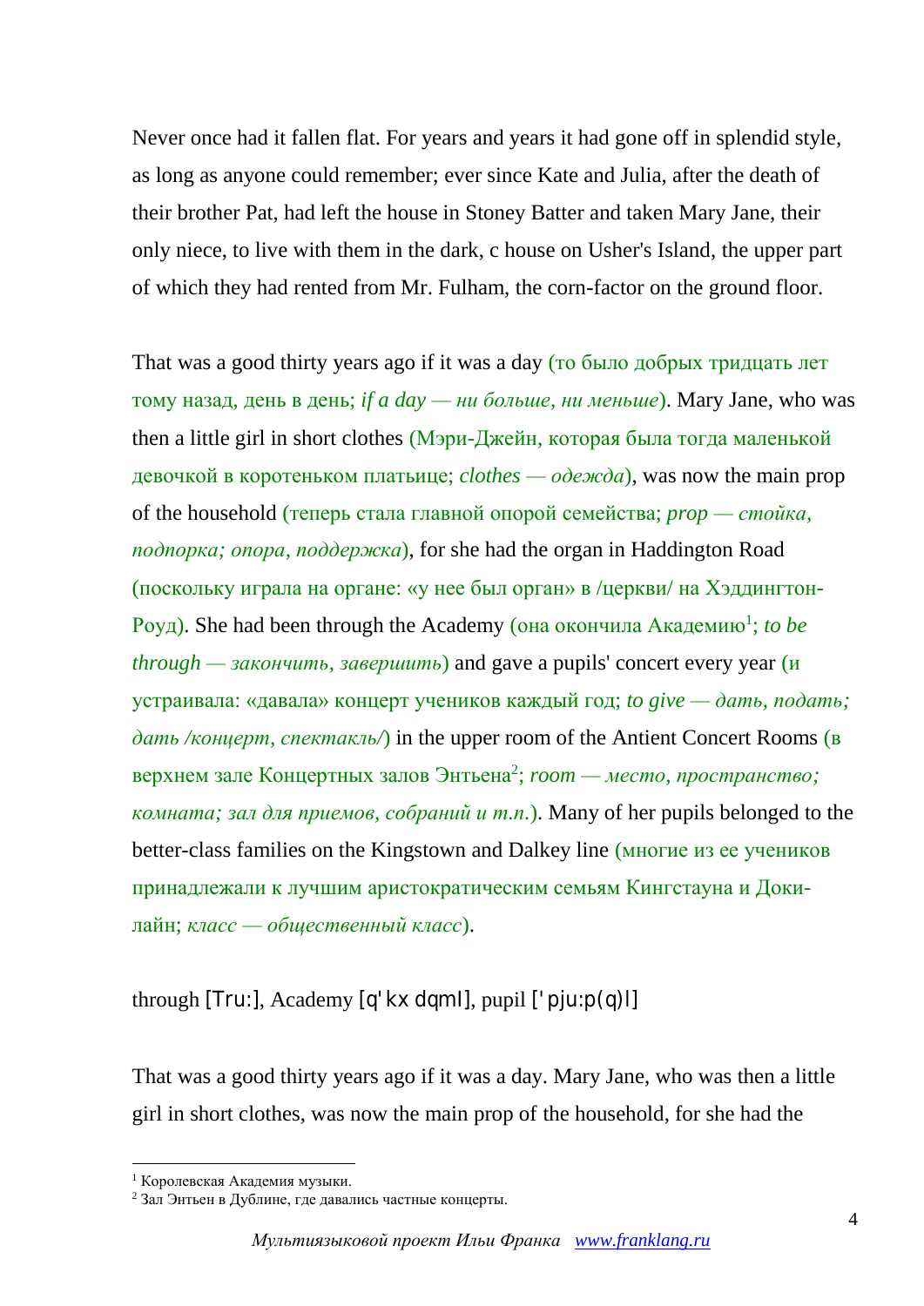Never once had it fallen flat. For years and years it had gone off in splendid style, as long as anyone could remember; ever since Kate and Julia, after the death of their brother Pat, had left the house in Stoney Batter and taken Mary Jane, their only niece, to live with them in the dark, c house on Usher's Island, the upper part of which they had rented from Mr. Fulham, the corn-factor on the ground floor.

That was a good thirty years ago if it was a day (то было добрых тридцать лет тому назад, день в день; *if a day — ни больше, ни меньше*). Mary Jane, who was then a little girl in short clothes (Мэри-Джейн, которая была тогда маленькой девочкой в коротеньком платьице; *clothes — одежда*), was now the main prop of the household (теперь стала главной опорой семейства; *prop — стойка, подпорка; опора, поддержка*), for she had the organ in Haddington Road (поскольку играла на органе: «у нее был орган» в /церкви/ на Хэддингтон-Роуд). She had been through the Academy (она окончила Академию[1]; *to be through — закончить, завершить*) and gave a pupils' concert every year (и устраивала: «давала» концерт учеников каждый год; *to give — дать, подать; дать /концерт, спектакль/*) in the upper room of the Antient Concert Rooms (в верхнем зале Концертных залов Энтьена[2]; *room — место, пространство; комната; зал для приемов, собраний и т.п.*). Many of her pupils belonged to the better-class families on the Kingstown and Dalkey line (многие из ее учеников принадлежали к лучшим аристократическим семьям Кингстауна и Доки-лайн; *класс — общественный класс*).

through [Tru:], Academy [q'kx dqmI], pupil ['pju:p(q)l]

That was a good thirty years ago if it was a day. Mary Jane, who was then a little girl in short clothes, was now the main prop of the household, for she had the

[1] Королевская Академия музыки.

[2] Зал Энтьен в Дублине, где давались частные концерты.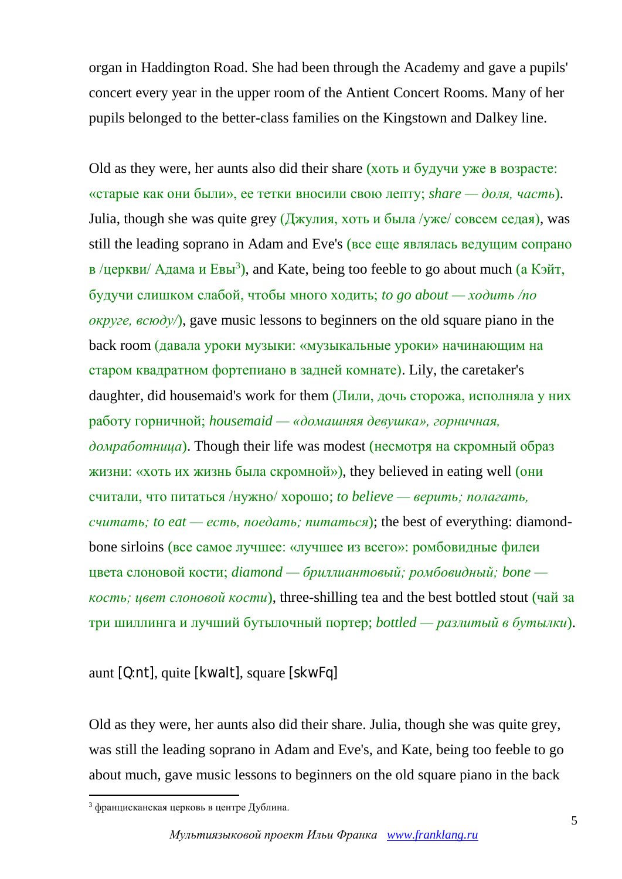organ in Haddington Road. She had been through the Academy and gave a pupils' concert every year in the upper room of the Antient Concert Rooms. Many of her pupils belonged to the better-class families on the Kingstown and Dalkey line.

Old as they were, her aunts also did their share (хоть и будучи уже в возрасте: «старые как они были», ее тетки вносили свою лепту; *share — доля, часть*). Julia, though she was quite grey (Джулия, хоть и была /уже/ совсем седая), was still the leading soprano in Adam and Eve's (все еще являлась ведущим сопрано в /церкви/ Адама и Евы[3]), and Kate, being too feeble to go about much (а Кэйт, будучи слишком слабой, чтобы много ходить; *to go about — ходить /по округе, всюду/*), gave music lessons to beginners on the old square piano in the back room (давала уроки музыки: «музыкальные уроки» начинающим на старом квадратном фортепиано в задней комнате). Lily, the caretaker's daughter, did housemaid's work for them (Лили, дочь сторожа, исполняла у них работу горничной; *housemaid — «домашняя девушка», горничная, домработница*). Though their life was modest (несмотря на скромный образ жизни: «хоть их жизнь была скромной»), they believed in eating well (они считали, что питаться /нужно/ хорошо; *to believe — верить; полагать, считать; to eat — есть, поедать; питаться*); the best of everything: diamond-bone sirloins (все самое лучшее: «лучшее из всего»: ромбовидные филеи цвета слоновой кости; *diamond — бриллиантовый; ромбовидный; bone — кость; цвет слоновой кости*), three-shilling tea and the best bottled stout (чай за три шиллинга и лучший бутылочный портер; *bottled — разлитый в бутылки*).

aunt [Q:nt], quite [kwaIt], square [skwFq]

Old as they were, her aunts also did their share. Julia, though she was quite grey, was still the leading soprano in Adam and Eve's, and Kate, being too feeble to go about much, gave music lessons to beginners on the old square piano in the back

[3] францисканская церковь в центре Дублина.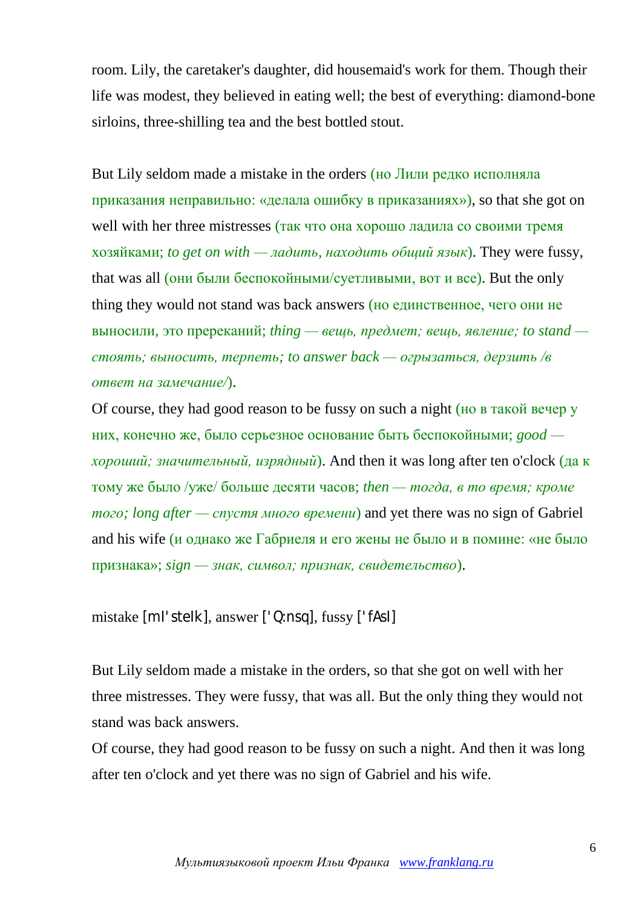room. Lily, the caretaker's daughter, did housemaid's work for them. Though their life was modest, they believed in eating well; the best of everything: diamond-bone sirloins, three-shilling tea and the best bottled stout.

But Lily seldom made a mistake in the orders (но Лили редко исполняла приказания неправильно: «делала ошибку в приказаниях»), so that she got on well with her three mistresses (так что она хорошо ладила со своими тремя хозяйками; *to get on with — ладить, находить общий язык*). They were fussy, that was all (они были беспокойными/суетливыми, вот и все). But the only thing they would not stand was back answers (но единственное, чего они не выносили, это пререканий; *thing — вещь, предмет; вещь, явление; to stand — стоять; выносить, терпеть; to answer back — огрызаться, дерзить /в ответ на замечание/*).
Of course, they had good reason to be fussy on such a night (но в такой вечер у них, конечно же, было серьезное основание быть беспокойными; *good — хороший; значительный, изрядный*). And then it was long after ten o'clock (да к тому же было /уже/ больше десяти часов; *then — тогда, в то время; кроме того; long after — спустя много времени*) and yet there was no sign of Gabriel and his wife (и однако же Габриеля и его жены не было и в помине: «не было признака»; *sign — знак, символ; признак, свидетельство*).

mistake [mI'steIk], answer ['Q:nsq], fussy ['fAsI]

But Lily seldom made a mistake in the orders, so that she got on well with her three mistresses. They were fussy, that was all. But the only thing they would not stand was back answers.
Of course, they had good reason to be fussy on such a night. And then it was long after ten o'clock and yet there was no sign of Gabriel and his wife.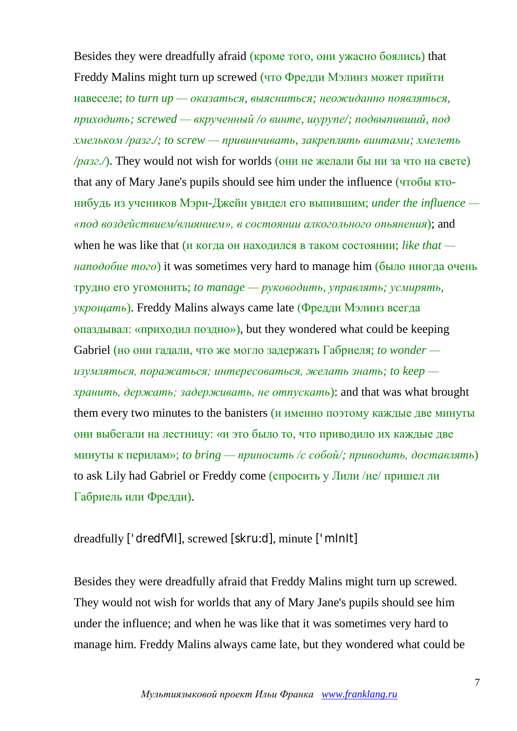Besides they were dreadfully afraid (кроме того, они ужасно боялись) that Freddy Malins might turn up screwed (что Фредди Мэлинз может прийти навеселе; *to turn up — оказаться, выясниться; неожиданно появляться, приходить; screwed — вкрученный /о винте, шурупе/; подвыпивший, под хмельком /разг./; to screw — привинчивать, закреплять винтами; хмелеть /разг./*). They would not wish for worlds (они не желали бы ни за что на свете) that any of Mary Jane's pupils should see him under the influence (чтобы кто-нибудь из учеников Мэри-Джейн увидел его выпившим; *under the influence — «под воздействием/влиянием», в состоянии алкогольного опьянения*); and when he was like that (и когда он находился в таком состоянии; *like that — наподобие того*) it was sometimes very hard to manage him (было иногда очень трудно его угомонить; *to manage — руководить, управлять; усмирять, укрощать*). Freddy Malins always came late (Фредди Мэлинз всегда опаздывал: «приходил поздно»), but they wondered what could be keeping Gabriel (но они гадали, что же могло задержать Габриеля; *to wonder — изумляться, поражаться; интересоваться, желать знать; to keep — хранить, держать; задерживать, не отпускать*): and that was what brought them every two minutes to the banisters (и именно поэтому каждые две минуты они выбегали на лестницу: «и это было то, что приводило их каждые две минуты к перилам»; *to bring — приносить /с собой/; приводить, доставлять*) to ask Lily had Gabriel or Freddy come (спросить у Лили /не/ пришел ли Габриель или Фредди).

dreadfully ['dredfVlI], screwed [skru:d], minute ['mInIt]

Besides they were dreadfully afraid that Freddy Malins might turn up screwed. They would not wish for worlds that any of Mary Jane's pupils should see him under the influence; and when he was like that it was sometimes very hard to manage him. Freddy Malins always came late, but they wondered what could be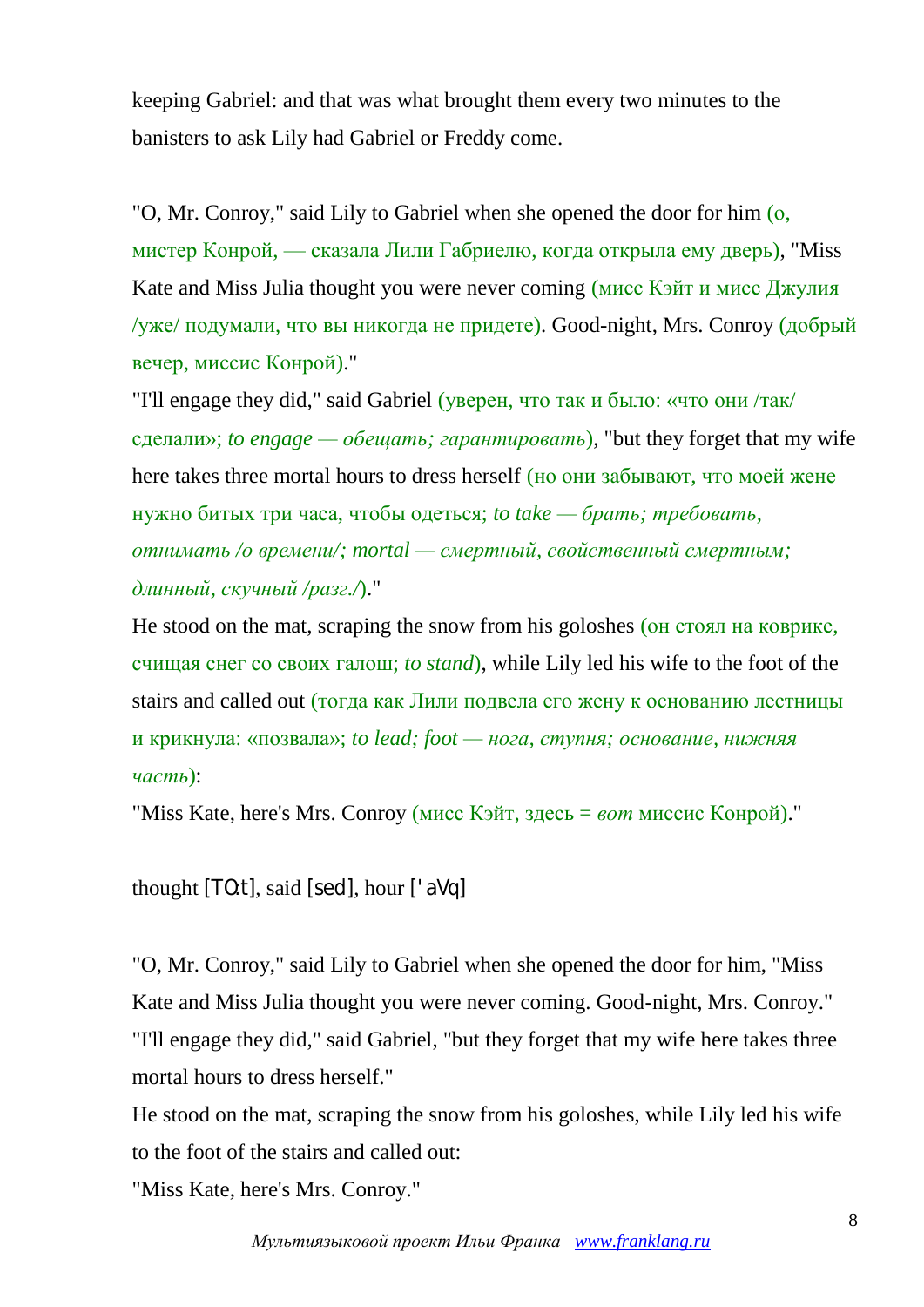keeping Gabriel: and that was what brought them every two minutes to the banisters to ask Lily had Gabriel or Freddy come.

"O, Mr. Conroy," said Lily to Gabriel when she opened the door for him (о, мистер Конрой, — сказала Лили Габриелю, когда открыла ему дверь), "Miss Kate and Miss Julia thought you were never coming (мисс Кэйт и мисс Джулия /уже/ подумали, что вы никогда не придете). Good-night, Mrs. Conroy (добрый вечер, миссис Конрой)."

"I'll engage they did," said Gabriel (уверен, что так и было: «что они /так/ сделали»; *to engage — обещать; гарантировать*), "but they forget that my wife here takes three mortal hours to dress herself (но они забывают, что моей жене нужно битых три часа, чтобы одеться; *to take — брать; требовать, отнимать /о времени/; mortal — смертный, свойственный смертным; длинный, скучный /разг./*)."

He stood on the mat, scraping the snow from his goloshes (он стоял на коврике, счищая снег со своих галош; *to stand*), while Lily led his wife to the foot of the stairs and called out (тогда как Лили подвела его жену к основанию лестницы и крикнула: «позвала»; *to lead; foot — нога, ступня; основание, нижняя часть*):

"Miss Kate, here's Mrs. Conroy (мисс Кэйт, здесь = *вот* миссис Конрой)."

thought [TO:t], said [sed], hour ['aVq]

"O, Mr. Conroy," said Lily to Gabriel when she opened the door for him, "Miss Kate and Miss Julia thought you were never coming. Good-night, Mrs. Conroy."

"I'll engage they did," said Gabriel, "but they forget that my wife here takes three mortal hours to dress herself."

He stood on the mat, scraping the snow from his goloshes, while Lily led his wife to the foot of the stairs and called out:

"Miss Kate, here's Mrs. Conroy."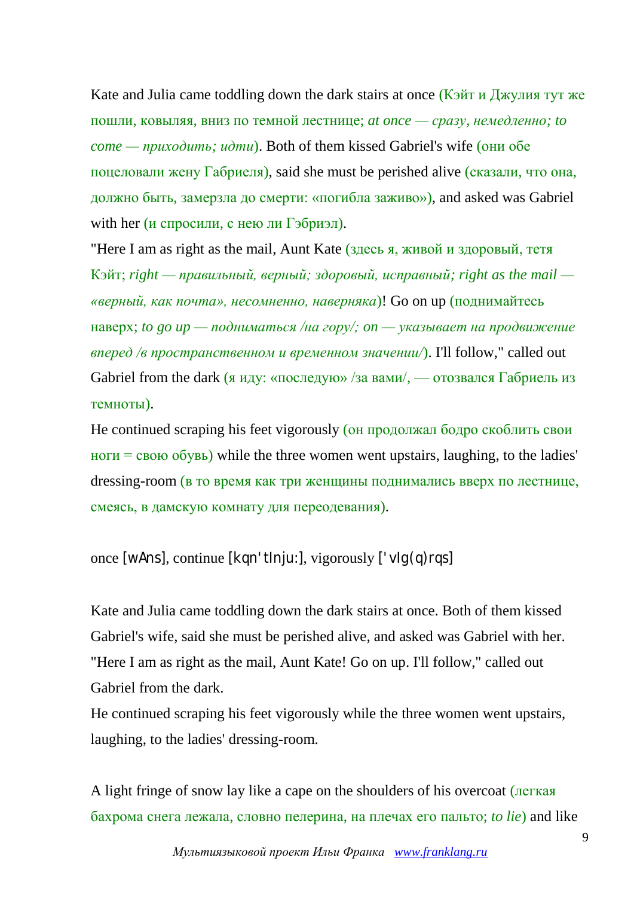Kate and Julia came toddling down the dark stairs at once (Кэйт и Джулия тут же пошли, ковыляя, вниз по темной лестнице; *at once — сразу, немедленно; to come — приходить; идти*). Both of them kissed Gabriel's wife (они обе поцеловали жену Габриеля), said she must be perished alive (сказали, что она, должно быть, замерзла до смерти: «погибла заживо»), and asked was Gabriel with her (и спросили, с нею ли Гэбриэл).

"Here I am as right as the mail, Aunt Kate (здесь я, живой и здоровый, тетя Кэйт; *right — правильный, верный; здоровый, исправный; right as the mail — «верный, как почта», несомненно, наверняка*)! Go on up (поднимайтесь наверх; *to go up — подниматься /на гору/; on — указывает на продвижение вперед /в пространственном и временном значении/*). I'll follow," called out Gabriel from the dark (я иду: «последую» /за вами/, — отозвался Габриель из темноты).

He continued scraping his feet vigorously (он продолжал бодро скоблить свои ноги = свою обувь) while the three women went upstairs, laughing, to the ladies' dressing-room (в то время как три женщины поднимались вверх по лестнице, смеясь, в дамскую комнату для переодевания).

once [wAns], continue [kqn'tInju:], vigorously ['vIg(q)rqs]

Kate and Julia came toddling down the dark stairs at once. Both of them kissed Gabriel's wife, said she must be perished alive, and asked was Gabriel with her.

"Here I am as right as the mail, Aunt Kate! Go on up. I'll follow," called out Gabriel from the dark.

He continued scraping his feet vigorously while the three women went upstairs, laughing, to the ladies' dressing-room.

A light fringe of snow lay like a cape on the shoulders of his overcoat (легкая бахрома снега лежала, словно пелерина, на плечах его пальто; *to lie*) and like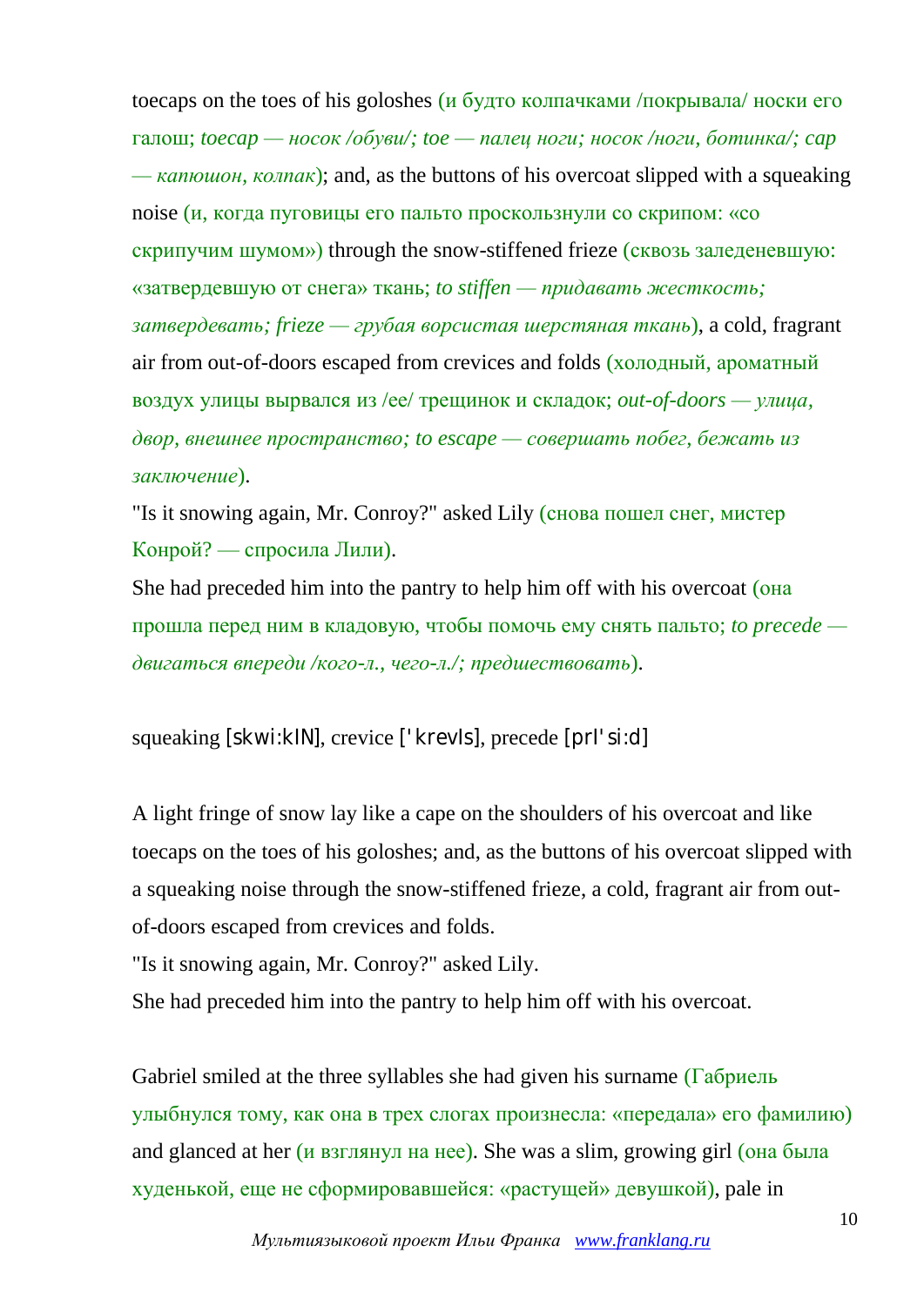toecaps on the toes of his goloshes (и будто колпачками /покрывала/ носки его галош; *toecap — носок /обуви/; toe — палец ноги; носок /ноги, ботинка/; cap — капюшон, колпак*); and, as the buttons of his overcoat slipped with a squeaking noise (и, когда пуговицы его пальто проскользнули со скрипом: «со скрипучим шумом») through the snow-stiffened frieze (сквозь заледеневшую: «затвердевшую от снега» ткань; *to stiffen — придавать жесткость; затвердевать; frieze — грубая ворсистая шерстяная ткань*), a cold, fragrant air from out-of-doors escaped from crevices and folds (холодный, ароматный воздух улицы вырвался из /ее/ трещинок и складок; *out-of-doors — улица, двор, внешнее пространство; to escape — совершать побег, бежать из заключение*).

"Is it snowing again, Mr. Conroy?" asked Lily (снова пошел снег, мистер Конрой? — спросила Лили).

She had preceded him into the pantry to help him off with his overcoat (она прошла перед ним в кладовую, чтобы помочь ему снять пальто; *to precede — двигаться впереди /кого-л., чего-л./; предшествовать*).

squeaking [skwi:kIN], crevice ['krevIs], precede [prI'si:d]

A light fringe of snow lay like a cape on the shoulders of his overcoat and like toecaps on the toes of his goloshes; and, as the buttons of his overcoat slipped with a squeaking noise through the snow-stiffened frieze, a cold, fragrant air from out-of-doors escaped from crevices and folds.

"Is it snowing again, Mr. Conroy?" asked Lily.

She had preceded him into the pantry to help him off with his overcoat.

Gabriel smiled at the three syllables she had given his surname (Габриель улыбнулся тому, как она в трех слогах произнесла: «передала» его фамилию) and glanced at her (и взглянул на нее). She was a slim, growing girl (она была худенькой, еще не сформировавшейся: «растущей» девушкой), pale in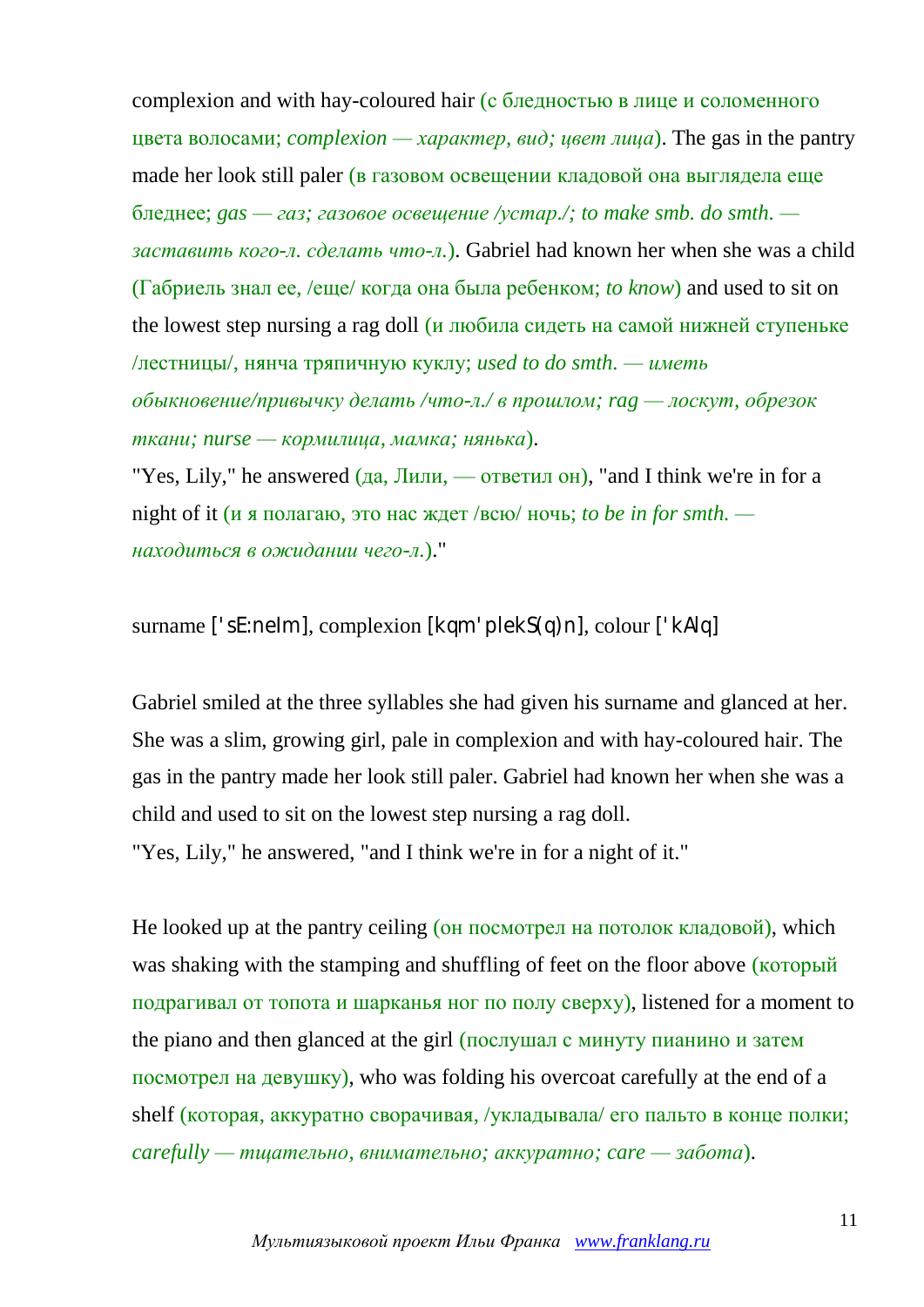complexion and with hay-coloured hair (с бледностью в лице и соломенного цвета волосами; *complexion — характер, вид; цвет лица*). The gas in the pantry made her look still paler (в газовом освещении кладовой она выглядела еще бледнее; *gas — газ; газовое освещение /устар./; to make smb. do smth. — заставить кого-л. сделать что-л.*). Gabriel had known her when she was a child (Габриель знал ее, /еще/ когда она была ребенком; *to know*) and used to sit on the lowest step nursing a rag doll (и любила сидеть на самой нижней ступеньке /лестницы/, нянча тряпичную куклу; *used to do smth. — иметь обыкновение/привычку делать /что-л./ в прошлом; rag — лоскут, обрезок ткани; nurse — кормилица, мамка; нянька*).
"Yes, Lily," he answered (да, Лили, — ответил он), "and I think we're in for a night of it (и я полагаю, это нас ждет /всю/ ночь; *to be in for smth. — находиться в ожидании чего-л.*)."

surname ['sE:neIm], complexion [kqm'plekS(q)n], colour ['kAlq]

Gabriel smiled at the three syllables she had given his surname and glanced at her. She was a slim, growing girl, pale in complexion and with hay-coloured hair. The gas in the pantry made her look still paler. Gabriel had known her when she was a child and used to sit on the lowest step nursing a rag doll.
"Yes, Lily," he answered, "and I think we're in for a night of it."

He looked up at the pantry ceiling (он посмотрел на потолок кладовой), which was shaking with the stamping and shuffling of feet on the floor above (который подрагивал от топота и шарканья ног по полу сверху), listened for a moment to the piano and then glanced at the girl (послушал с минуту пианино и затем посмотрел на девушку), who was folding his overcoat carefully at the end of a shelf (которая, аккуратно сворачивая, /укладывала/ его пальто в конце полки; *carefully — тщательно, внимательно; аккуратно; care — забота*).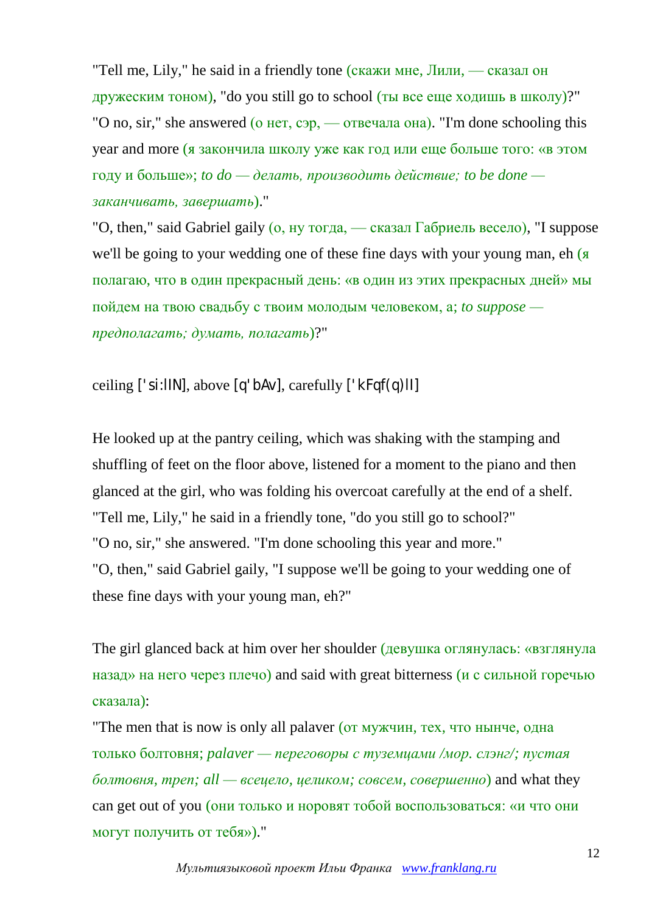"Tell me, Lily," he said in a friendly tone (скажи мне, Лили, — сказал он дружеским тоном), "do you still go to school (ты все еще ходишь в школу)?"
"O no, sir," she answered (о нет, сэр, — отвечала она). "I'm done schooling this year and more (я закончила школу уже как год или еще больше того: «в этом году и больше»; *to do — делать, производить действие; to be done — заканчивать, завершать*)."
"O, then," said Gabriel gaily (о, ну тогда, — сказал Габриель весело), "I suppose we'll be going to your wedding one of these fine days with your young man, eh (я полагаю, что в один прекрасный день: «в один из этих прекрасных дней» мы пойдем на твою свадьбу с твоим молодым человеком, а; *to suppose — предполагать; думать, полагать*)?"

ceiling ['si:lIN], above [q'bAv], carefully ['kFqf(q)lI]

He looked up at the pantry ceiling, which was shaking with the stamping and shuffling of feet on the floor above, listened for a moment to the piano and then glanced at the girl, who was folding his overcoat carefully at the end of a shelf.
"Tell me, Lily," he said in a friendly tone, "do you still go to school?"
"O no, sir," she answered. "I'm done schooling this year and more."
"O, then," said Gabriel gaily, "I suppose we'll be going to your wedding one of these fine days with your young man, eh?"

The girl glanced back at him over her shoulder (девушка оглянулась: «взглянула назад» на него через плечо) and said with great bitterness (и с сильной горечью сказала):
"The men that is now is only all palaver (от мужчин, тех, что нынче, одна только болтовня; *palaver — переговоры с туземцами /мор. слэнг/; пустая болтовня, треп; all — всецело, целиком; совсем, совершенно*) and what they can get out of you (они только и норовят тобой воспользоваться: «и что они могут получить от тебя»)."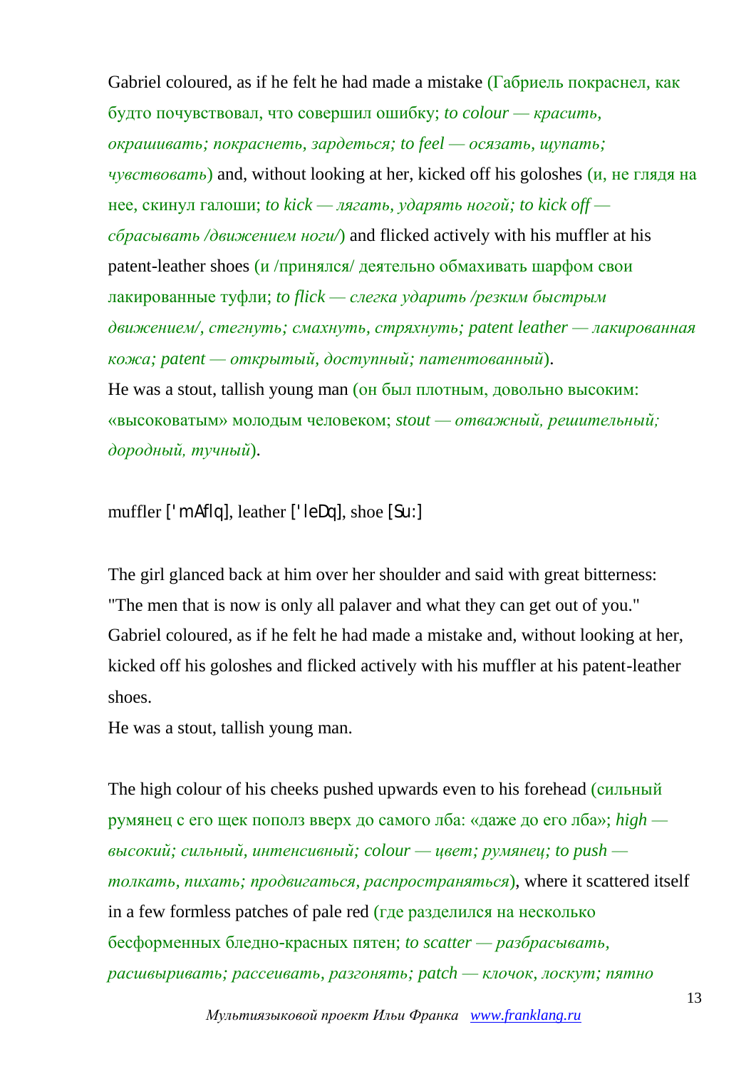Gabriel coloured, as if he felt he had made a mistake (Габриель покраснел, как будто почувствовал, что совершил ошибку; *to colour — красить, окрашивать; покраснеть, зардеться; to feel — осязать, щупать; чувствовать*) and, without looking at her, kicked off his goloshes (и, не глядя на нее, скинул галоши; *to kick — лягать, ударять ногой; to kick off — сбрасывать /движением ноги/*) and flicked actively with his muffler at his patent-leather shoes (и /принялся/ деятельно обмахивать шарфом свои лакированные туфли; *to flick — слегка ударить /резким быстрым движением/, стегнуть; смахнуть, стряхнуть; patent leather — лакированная кожа; patent — открытый, доступный; патентованный*).
He was a stout, tallish young man (он был плотным, довольно высоким: «высоковатым» молодым человеком; *stout — отважный, решительный; дородный, тучный*).

muffler ['mAflq], leather ['leDq], shoe [Su:]

The girl glanced back at him over her shoulder and said with great bitterness: "The men that is now is only all palaver and what they can get out of you."
Gabriel coloured, as if he felt he had made a mistake and, without looking at her, kicked off his goloshes and flicked actively with his muffler at his patent-leather shoes.
He was a stout, tallish young man.

The high colour of his cheeks pushed upwards even to his forehead (сильный румянец с его щек пополз вверх до самого лба: «даже до его лба»; *high — высокий; сильный, интенсивный; colour — цвет; румянец; to push — толкать, пихать; продвигаться, распространяться*), where it scattered itself in a few formless patches of pale red (где разделился на несколько бесформенных бледно-красных пятен; *to scatter — разбрасывать, расшвыривать; рассеивать, разгонять; patch — клочок, лоскут; пятно*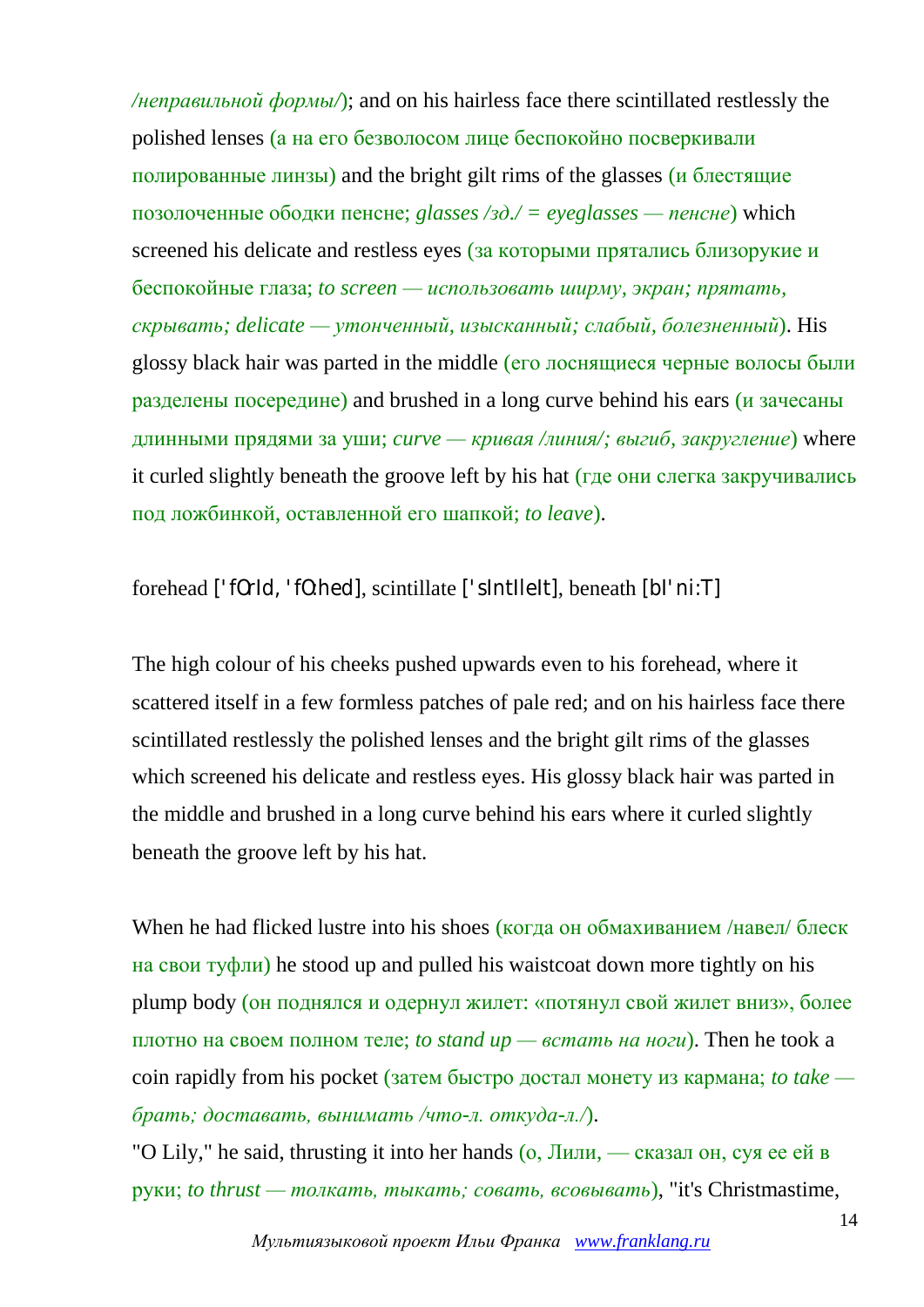*/неправильной формы/*); and on his hairless face there scintillated restlessly the polished lenses (а на его безволосом лице беспокойно посверкивали полированные линзы) and the bright gilt rims of the glasses (и блестящие позолоченные ободки пенсне; *glasses /зд./ = eyeglasses — пенсне*) which screened his delicate and restless eyes (за которыми прятались близорукие и беспокойные глаза; *to screen — использовать ширму, экран; прятать, скрывать; delicate — утонченный, изысканный; слабый, болезненный*). His glossy black hair was parted in the middle (его лоснящиеся черные волосы были разделены посередине) and brushed in a long curve behind his ears (и зачесаны длинными прядями за уши; *curve — кривая /линия/; выгиб, закругление*) where it curled slightly beneath the groove left by his hat (где они слегка закручивались под ложбинкой, оставленной его шапкой; *to leave*).

forehead ['fOrId, 'fO:hed], scintillate ['sIntIleIt], beneath [bI'ni:T]

The high colour of his cheeks pushed upwards even to his forehead, where it scattered itself in a few formless patches of pale red; and on his hairless face there scintillated restlessly the polished lenses and the bright gilt rims of the glasses which screened his delicate and restless eyes. His glossy black hair was parted in the middle and brushed in a long curve behind his ears where it curled slightly beneath the groove left by his hat.

When he had flicked lustre into his shoes (когда он обмахиванием /навел/ блеск на свои туфли) he stood up and pulled his waistcoat down more tightly on his plump body (он поднялся и одернул жилет: «потянул свой жилет вниз», более плотно на своем полном теле; *to stand up — встать на ноги*). Then he took a coin rapidly from his pocket (затем быстро достал монету из кармана; *to take — брать; доставать, вынимать /что-л. откуда-л./*).

"O Lily," he said, thrusting it into her hands (о, Лили, — сказал он, суя ее ей в руки; *to thrust — толкать, тыкать; совать, всовывать*), "it's Christmastime,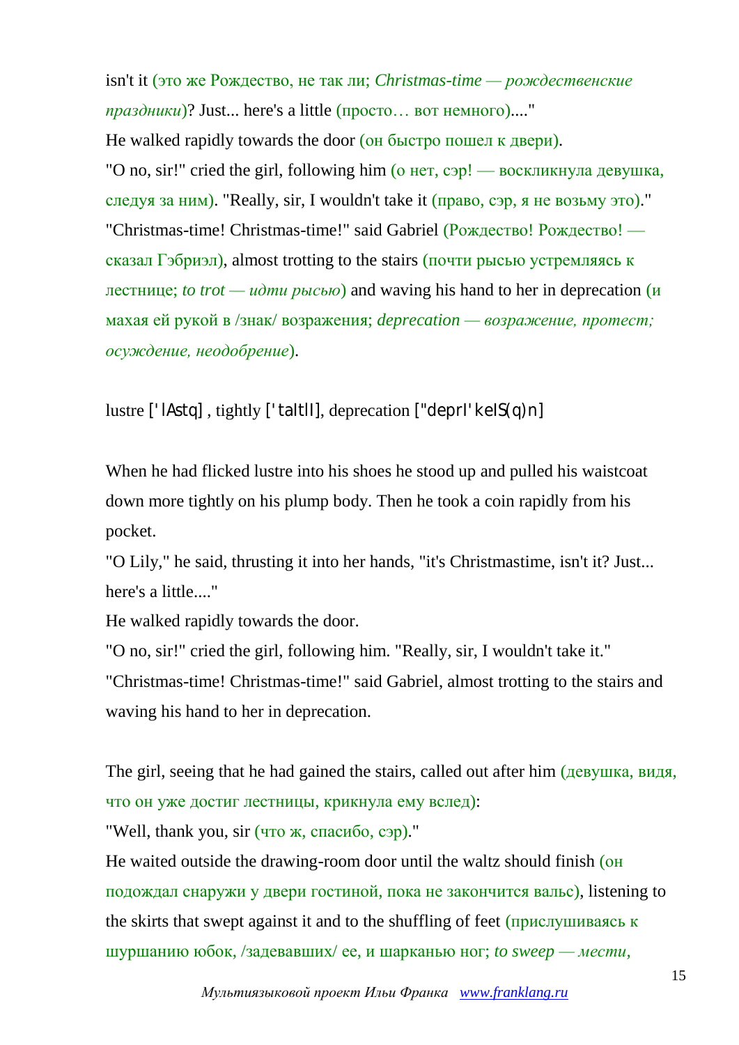isn't it (это же Рождество, не так ли; *Christmas-time — рождественские праздники*)? Just... here's a little (просто… вот немного)...."

He walked rapidly towards the door (он быстро пошел к двери).

"O no, sir!" cried the girl, following him (о нет, сэр! — воскликнула девушка, следуя за ним). "Really, sir, I wouldn't take it (право, сэр, я не возьму это)."

"Christmas-time! Christmas-time!" said Gabriel (Рождество! Рождество! — сказал Гэбриэл), almost trotting to the stairs (почти рысью устремляясь к лестнице; *to trot — идти рысью*) and waving his hand to her in deprecation (и махая ей рукой в /знак/ возражения; *deprecation — возражение, протест; осуждение, неодобрение*).

lustre ['lAstq] , tightly ['taItlI], deprecation ["deprI'keIS(q)n]

When he had flicked lustre into his shoes he stood up and pulled his waistcoat down more tightly on his plump body. Then he took a coin rapidly from his pocket.

"O Lily," he said, thrusting it into her hands, "it's Christmastime, isn't it? Just... here's a little...."

He walked rapidly towards the door.

"O no, sir!" cried the girl, following him. "Really, sir, I wouldn't take it."

"Christmas-time! Christmas-time!" said Gabriel, almost trotting to the stairs and waving his hand to her in deprecation.

The girl, seeing that he had gained the stairs, called out after him (девушка, видя, что он уже достиг лестницы, крикнула ему вслед):

"Well, thank you, sir (что ж, спасибо, сэр)."

He waited outside the drawing-room door until the waltz should finish (он подождал снаружи у двери гостиной, пока не закончится вальс), listening to the skirts that swept against it and to the shuffling of feet (прислушиваясь к шуршанию юбок, /задевавших/ ее, и шарканью ног; *to sweep — мести,*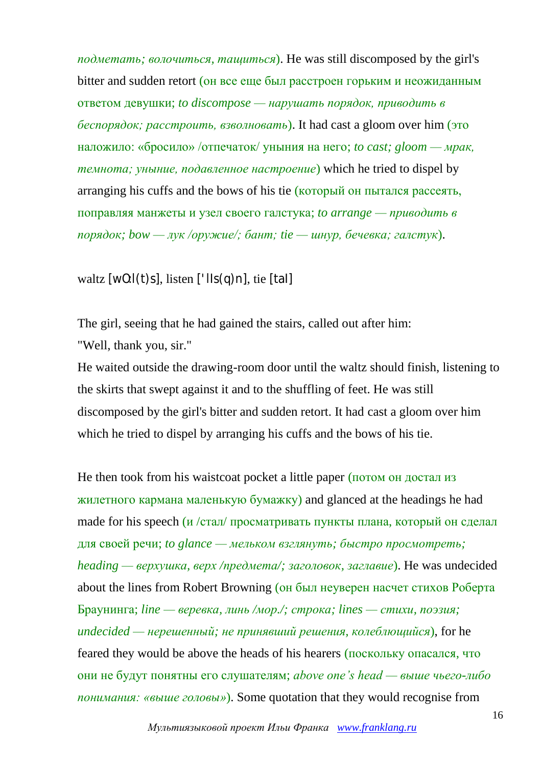*подметать; волочиться, тащиться*). He was still discomposed by the girl's bitter and sudden retort (он все еще был расстроен горьким и неожиданным ответом девушки; *to discompose — нарушать порядок, приводить в беспорядок; расстроить, взволновать*). It had cast a gloom over him (это наложило: «бросило» /отпечаток/ уныния на него; *to cast; gloom — мрак, темнота; уныние, подавленное настроение*) which he tried to dispel by arranging his cuffs and the bows of his tie (который он пытался рассеять, поправляя манжеты и узел своего галстука; *to arrange — приводить в порядок; bow — лук /оружие/; бант; tie — шнур, бечевка; галстук*).

waltz [wO:l(t)s], listen ['lIs(q)n], tie [taI]

The girl, seeing that he had gained the stairs, called out after him:
"Well, thank you, sir."
He waited outside the drawing-room door until the waltz should finish, listening to the skirts that swept against it and to the shuffling of feet. He was still discomposed by the girl's bitter and sudden retort. It had cast a gloom over him which he tried to dispel by arranging his cuffs and the bows of his tie.

He then took from his waistcoat pocket a little paper (потом он достал из жилетного кармана маленькую бумажку) and glanced at the headings he had made for his speech (и /стал/ просматривать пункты плана, который он сделал для своей речи; *to glance — мельком взглянуть; быстро просмотреть; heading — верхушка, верх /предмета/; заголовок, заглавие*). He was undecided about the lines from Robert Browning (он был неуверен насчет стихов Роберта Браунинга; *line — веревка, линь /мор./; строка; lines — стихи, поэзия; undecided — нерешенный; не принявший решения, колеблющийся*), for he feared they would be above the heads of his hearers (поскольку опасался, что они не будут понятны его слушателям; *above one's head — выше чьего-либо понимания: «выше головы»*). Some quotation that they would recognise from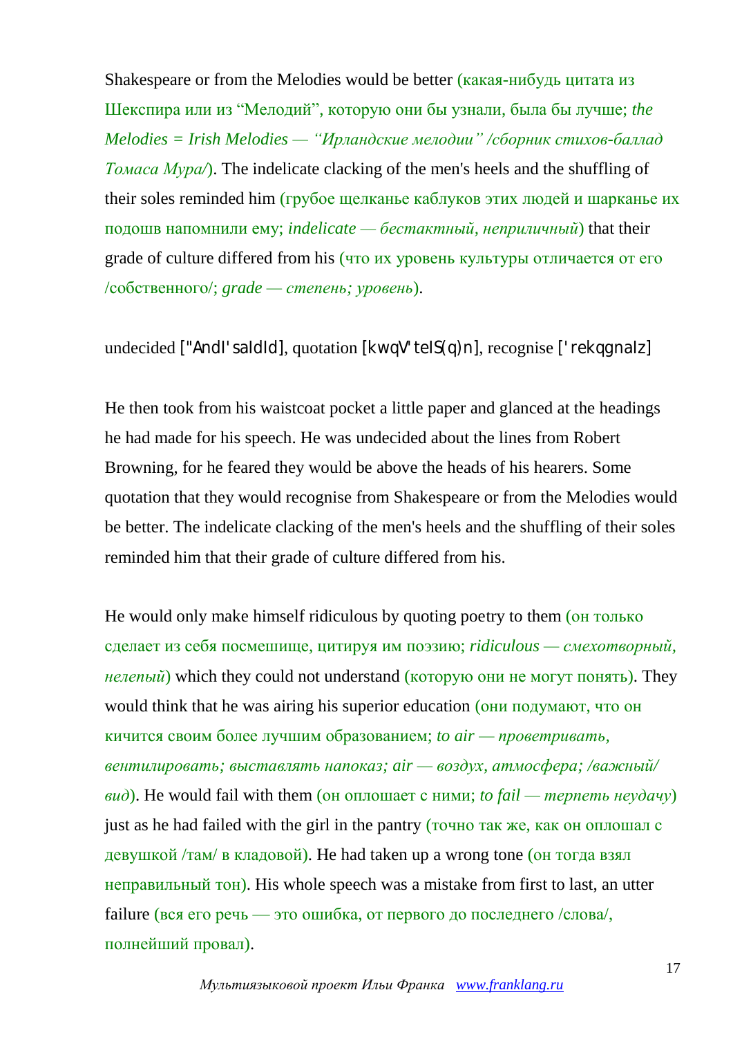Shakespeare or from the Melodies would be better (какая-нибудь цитата из Шекспира или из “Мелодий”, которую они бы узнали, была бы лучше; *the Melodies = Irish Melodies — “Ирландские мелодии” /сборник стихов-баллад Томаса Мура/*). The indelicate clacking of the men's heels and the shuffling of their soles reminded him (грубое щелканье каблуков этих людей и шарканье их подошв напомнили ему; *indelicate — бестактный, неприличный*) that their grade of culture differed from his (что их уровень культуры отличается от его /собственного/; *grade — степень; уровень*).

undecided ["AndI'saIdId], quotation [kwqV'teIS(q)n], recognise ['rekqgnaIz]

He then took from his waistcoat pocket a little paper and glanced at the headings he had made for his speech. He was undecided about the lines from Robert Browning, for he feared they would be above the heads of his hearers. Some quotation that they would recognise from Shakespeare or from the Melodies would be better. The indelicate clacking of the men's heels and the shuffling of their soles reminded him that their grade of culture differed from his.

He would only make himself ridiculous by quoting poetry to them (он только сделает из себя посмешище, цитируя им поэзию; *ridiculous — смехотворный, нелепый*) which they could not understand (которую они не могут понять). They would think that he was airing his superior education (они подумают, что он кичится своим более лучшим образованием; *to air — проветривать, вентилировать; выставлять напоказ; air — воздух, атмосфера; /важный/ вид*). He would fail with them (он оплошает с ними; *to fail — терпеть неудачу*) just as he had failed with the girl in the pantry (точно так же, как он оплошал с девушкой /там/ в кладовой). He had taken up a wrong tone (он тогда взял неправильный тон). His whole speech was a mistake from first to last, an utter failure (вся его речь — это ошибка, от первого до последнего /слова/, полнейший провал).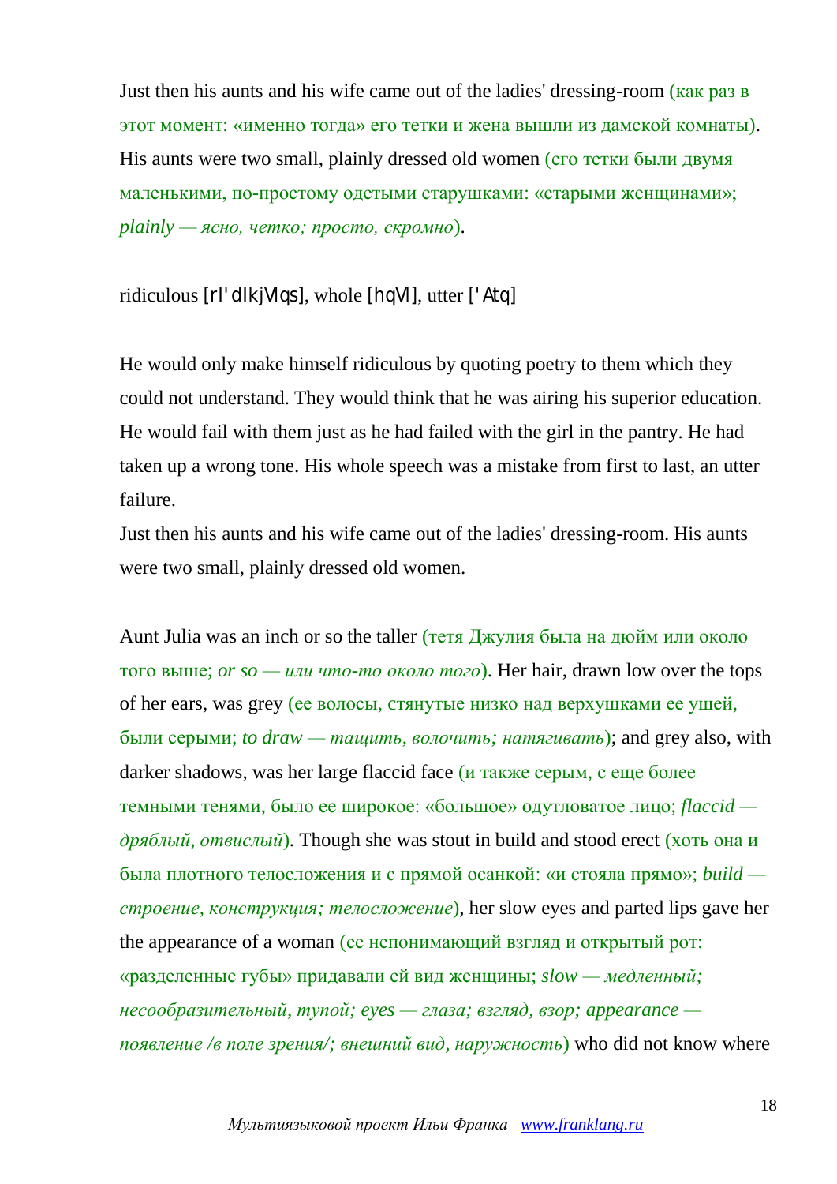Just then his aunts and his wife came out of the ladies' dressing-room (как раз в этот момент: «именно тогда» его тетки и жена вышли из дамской комнаты). His aunts were two small, plainly dressed old women (его тетки были двумя маленькими, по-простому одетыми старушками: «старыми женщинами»; *plainly — ясно, четко; просто, скромно*).

ridiculous [rI'dIkjVlqs], whole [hqVl], utter ['Atq]

He would only make himself ridiculous by quoting poetry to them which they could not understand. They would think that he was airing his superior education. He would fail with them just as he had failed with the girl in the pantry. He had taken up a wrong tone. His whole speech was a mistake from first to last, an utter failure.
Just then his aunts and his wife came out of the ladies' dressing-room. His aunts were two small, plainly dressed old women.

Aunt Julia was an inch or so the taller (тетя Джулия была на дюйм или около того выше; *or so — или что-то около того*). Her hair, drawn low over the tops of her ears, was grey (ее волосы, стянутые низко над верхушками ее ушей, были серыми; *to draw — тащить, волочить; натягивать*); and grey also, with darker shadows, was her large flaccid face (и также серым, с еще более темными тенями, было ее широкое: «большое» одутловатое лицо; *flaccid — дряблый, отвислый*). Though she was stout in build and stood erect (хоть она и была плотного телосложения и с прямой осанкой: «и стояла прямо»; *build — строение, конструкция; телосложение*), her slow eyes and parted lips gave her the appearance of a woman (ее непонимающий взгляд и открытый рот: «разделенные губы» придавали ей вид женщины; *slow — медленный; несообразительный, тупой; eyes — глаза; взгляд, взор; appearance — появление /в поле зрения/; внешний вид, наружность*) who did not know where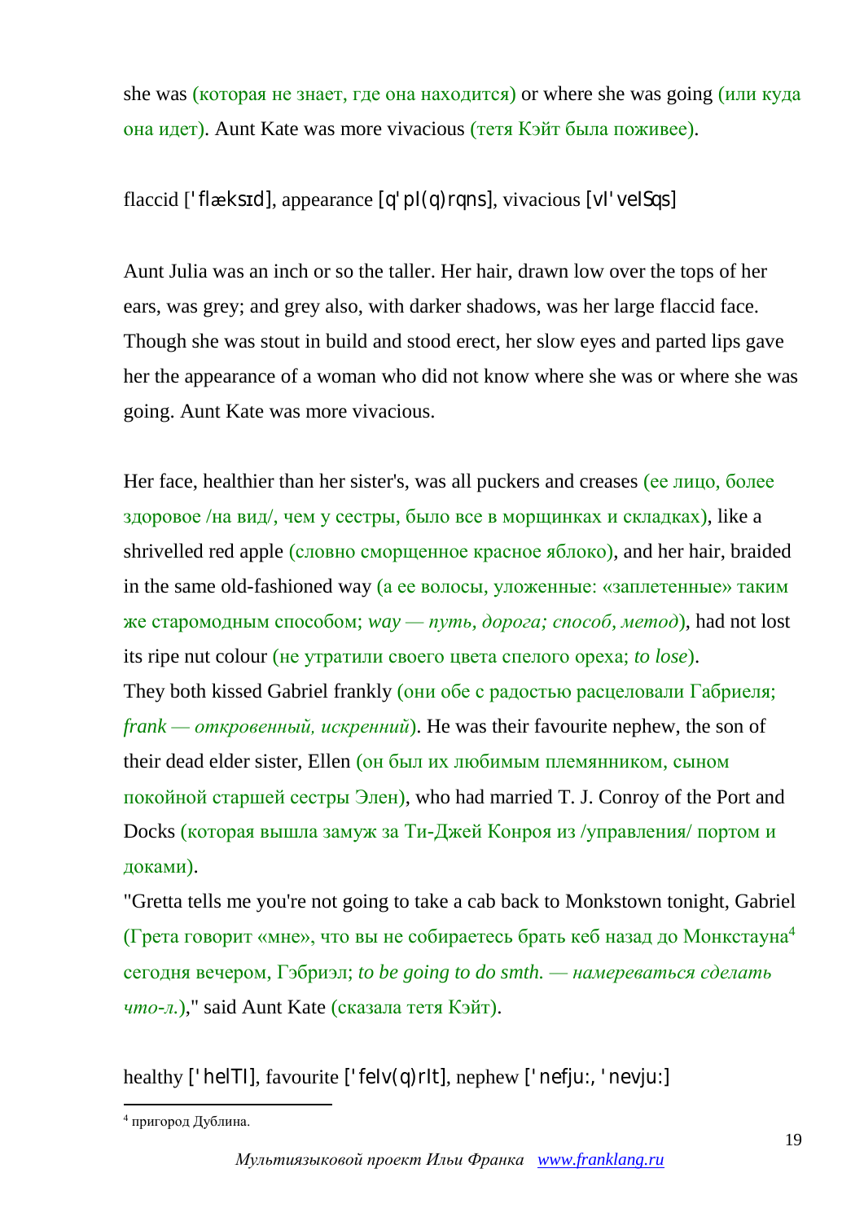she was (которая не знает, где она находится) or where she was going (или куда она идет). Aunt Kate was more vivacious (тетя Кэйт была поживее).

flaccid ['flæksɪd], appearance [q'pI(q)rqns], vivacious [vI'veISqs]

Aunt Julia was an inch or so the taller. Her hair, drawn low over the tops of her ears, was grey; and grey also, with darker shadows, was her large flaccid face. Though she was stout in build and stood erect, her slow eyes and parted lips gave her the appearance of a woman who did not know where she was or where she was going. Aunt Kate was more vivacious.

Her face, healthier than her sister's, was all puckers and creases (ее лицо, более здоровое /на вид/, чем у сестры, было все в морщинках и складках), like a shrivelled red apple (словно сморщенное красное яблоко), and her hair, braided in the same old-fashioned way (а ее волосы, уложенные: «заплетенные» таким же старомодным способом; *way — путь, дорога; способ, метод*), had not lost its ripe nut colour (не утратили своего цвета спелого ореха; *to lose*).

They both kissed Gabriel frankly (они обе с радостью расцеловали Габриеля; *frank — откровенный, искренний*). He was their favourite nephew, the son of their dead elder sister, Ellen (он был их любимым племянником, сыном покойной старшей сестры Элен), who had married T. J. Conroy of the Port and Docks (которая вышла замуж за Ти-Джей Конроя из /управления/ портом и доками).

"Gretta tells me you're not going to take a cab back to Monkstown tonight, Gabriel (Грета говорит «мне», что вы не собираетесь брать кеб назад до Монкстауна[4] сегодня вечером, Гэбриэл; *to be going to do smth. — намереваться сделать что-л.*)," said Aunt Kate (сказала тетя Кэйт).

healthy ['helTI], favourite ['feIv(q)rIt], nephew ['nefju:, 'nevju:]

[4] пригород Дублина.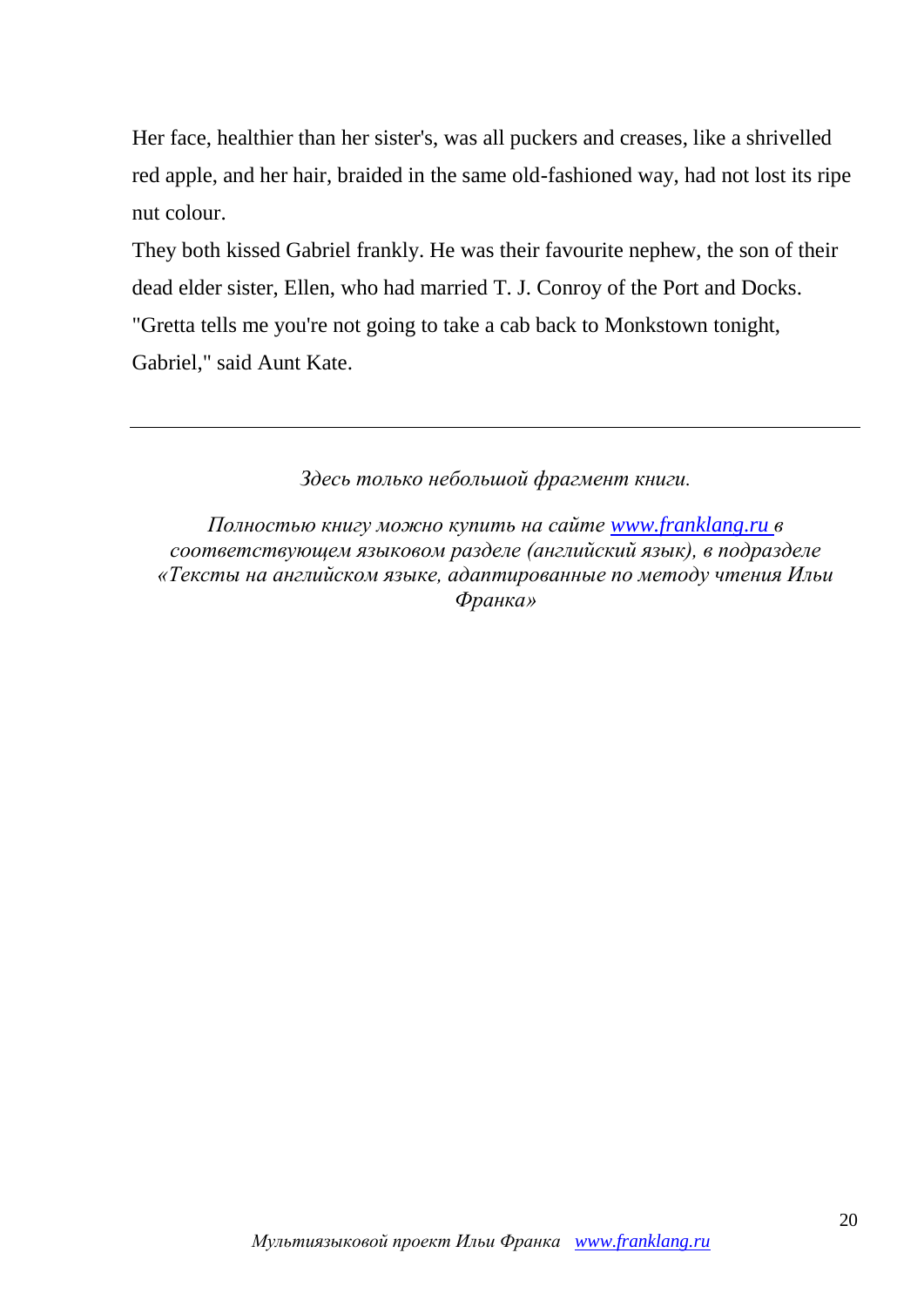Her face, healthier than her sister's, was all puckers and creases, like a shrivelled red apple, and her hair, braided in the same old-fashioned way, had not lost its ripe nut colour.

They both kissed Gabriel frankly. He was their favourite nephew, the son of their dead elder sister, Ellen, who had married T. J. Conroy of the Port and Docks.

"Gretta tells me you're not going to take a cab back to Monkstown tonight, Gabriel," said Aunt Kate.

---

*Здесь только небольшой фрагмент книги.*

*Полностью книгу можно купить на сайте [www.franklang.ru](http://www.franklang.ru) в соответствующем языковом разделе (английский язык), в подразделе «Тексты на английском языке, адаптированные по методу чтения Ильи Франка»*